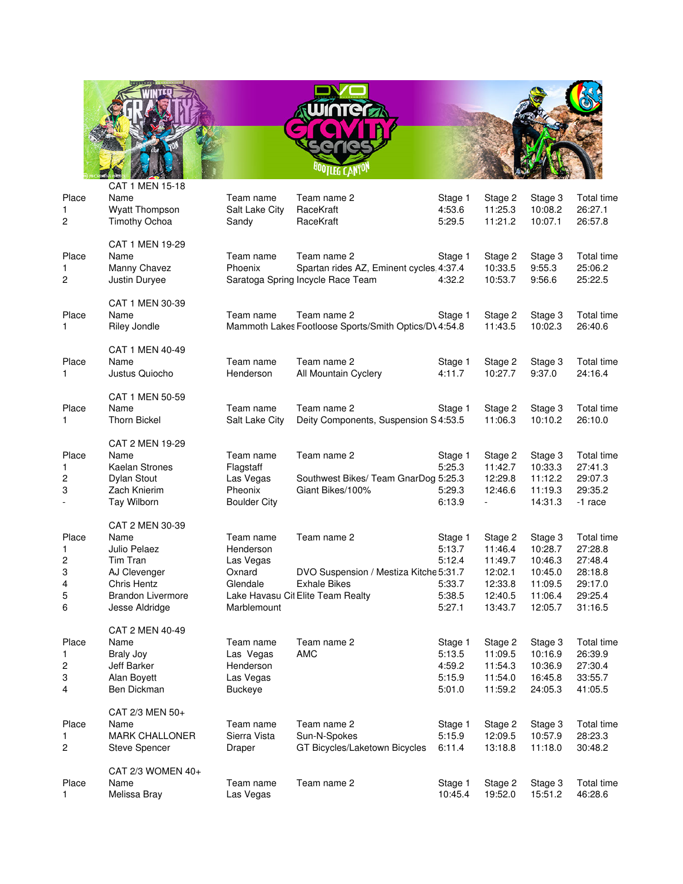## CAT 1 MEN 15-18

| Place | Name | Team name | Team name 2 | Stage 1 | Stage 2 | Stage 3 | Total time |
|---|---|---|---|---|---|---|---|
| 1 | Wyatt Thompson | Salt Lake City | RaceKraft | 4:53.6 | 11:25.3 | 10:08.2 | 26:27.1 |
| 2 | Timothy Ochoa | Sandy | RaceKraft | 5:29.5 | 11:21.2 | 10:07.1 | 26:57.8 |

## CAT 1 MEN 19-29

| Place | Name | Team name | Team name 2 | Stage 1 | Stage 2 | Stage 3 | Total time |
|---|---|---|---|---|---|---|---|
| 1 | Manny Chavez | Phoenix | Spartan rides AZ, Eminent cycles, | 4:37.4 | 10:33.5 | 9:55.3 | 25:06.2 |
| 2 | Justin Duryee | Saratoga Spring | Incycle Race Team | 4:32.2 | 10:53.7 | 9:56.6 | 25:22.5 |

## CAT 1 MEN 30-39

| Place | Name | Team name | Team name 2 | Stage 1 | Stage 2 | Stage 3 | Total time |
|---|---|---|---|---|---|---|---|
| 1 | Riley Jondle | Mammoth Lakes | Footloose Sports/Smith Optics/D\ | 4:54.8 | 11:43.5 | 10:02.3 | 26:40.6 |

## CAT 1 MEN 40-49

| Place | Name | Team name | Team name 2 | Stage 1 | Stage 2 | Stage 3 | Total time |
|---|---|---|---|---|---|---|---|
| 1 | Justus Quiocho | Henderson | All Mountain Cyclery | 4:11.7 | 10:27.7 | 9:37.0 | 24:16.4 |

## CAT 1 MEN 50-59

| Place | Name | Team name | Team name 2 | Stage 1 | Stage 2 | Stage 3 | Total time |
|---|---|---|---|---|---|---|---|
| 1 | Thorn Bickel | Salt Lake City | Deity Components, Suspension S | 4:53.5 | 11:06.3 | 10:10.2 | 26:10.0 |

## CAT 2 MEN 19-29

| Place | Name | Team name | Team name 2 | Stage 1 | Stage 2 | Stage 3 | Total time |
|---|---|---|---|---|---|---|---|
| 1 | Kaelan Strones | Flagstaff | | 5:25.3 | 11:42.7 | 10:33.3 | 27:41.3 |
| 2 | Dylan Stout | Las Vegas | Southwest Bikes/ Team GnarDog | 5:25.3 | 12:29.8 | 11:12.2 | 29:07.3 |
| 3 | Zach Knierim | Pheonix | Giant Bikes/100% | 5:29.3 | 12:46.6 | 11:19.3 | 29:35.2 |
| - | Tay Wilborn | Boulder City | | 6:13.9 | - | 14:31.3 | -1 race |

## CAT 2 MEN 30-39

| Place | Name | Team name | Team name 2 | Stage 1 | Stage 2 | Stage 3 | Total time |
|---|---|---|---|---|---|---|---|
| 1 | Julio Pelaez | Henderson | | 5:13.7 | 11:46.4 | 10:28.7 | 27:28.8 |
| 2 | Tim Tran | Las Vegas | | 5:12.4 | 11:49.7 | 10:46.3 | 27:48.4 |
| 3 | AJ Clevenger | Oxnard | DVO Suspension / Mestiza Kitche | 5:31.7 | 12:02.1 | 10:45.0 | 28:18.8 |
| 4 | Chris Hentz | Glendale | Exhale Bikes | 5:33.7 | 12:33.8 | 11:09.5 | 29:17.0 |
| 5 | Brandon Livermore | Lake Havasu Cit | Elite Team Realty | 5:38.5 | 12:40.5 | 11:06.4 | 29:25.4 |
| 6 | Jesse Aldridge | Marblemount | | 5:27.1 | 13:43.7 | 12:05.7 | 31:16.5 |

## CAT 2 MEN 40-49

| Place | Name | Team name | Team name 2 | Stage 1 | Stage 2 | Stage 3 | Total time |
|---|---|---|---|---|---|---|---|
| 1 | Braly Joy | Las Vegas | AMC | 5:13.5 | 11:09.5 | 10:16.9 | 26:39.9 |
| 2 | Jeff Barker | Henderson | | 4:59.2 | 11:54.3 | 10:36.9 | 27:30.4 |
| 3 | Alan Boyett | Las Vegas | | 5:15.9 | 11:54.0 | 16:45.8 | 33:55.7 |
| 4 | Ben Dickman | Buckeye | | 5:01.0 | 11:59.2 | 24:05.3 | 41:05.5 |

## CAT 2/3 MEN 50+

| Place | Name | Team name | Team name 2 | Stage 1 | Stage 2 | Stage 3 | Total time |
|---|---|---|---|---|---|---|---|
| 1 | MARK CHALLONER | Sierra Vista | Sun-N-Spokes | 5:15.9 | 12:09.5 | 10:57.9 | 28:23.3 |
| 2 | Steve Spencer | Draper | GT Bicycles/Laketown Bicycles | 6:11.4 | 13:18.8 | 11:18.0 | 30:48.2 |

## CAT 2/3 WOMEN 40+

| Place | Name | Team name | Team name 2 | Stage 1 | Stage 2 | Stage 3 | Total time |
|---|---|---|---|---|---|---|---|
| 1 | Melissa Bray | Las Vegas | | 10:45.4 | 19:52.0 | 15:51.2 | 46:28.6 |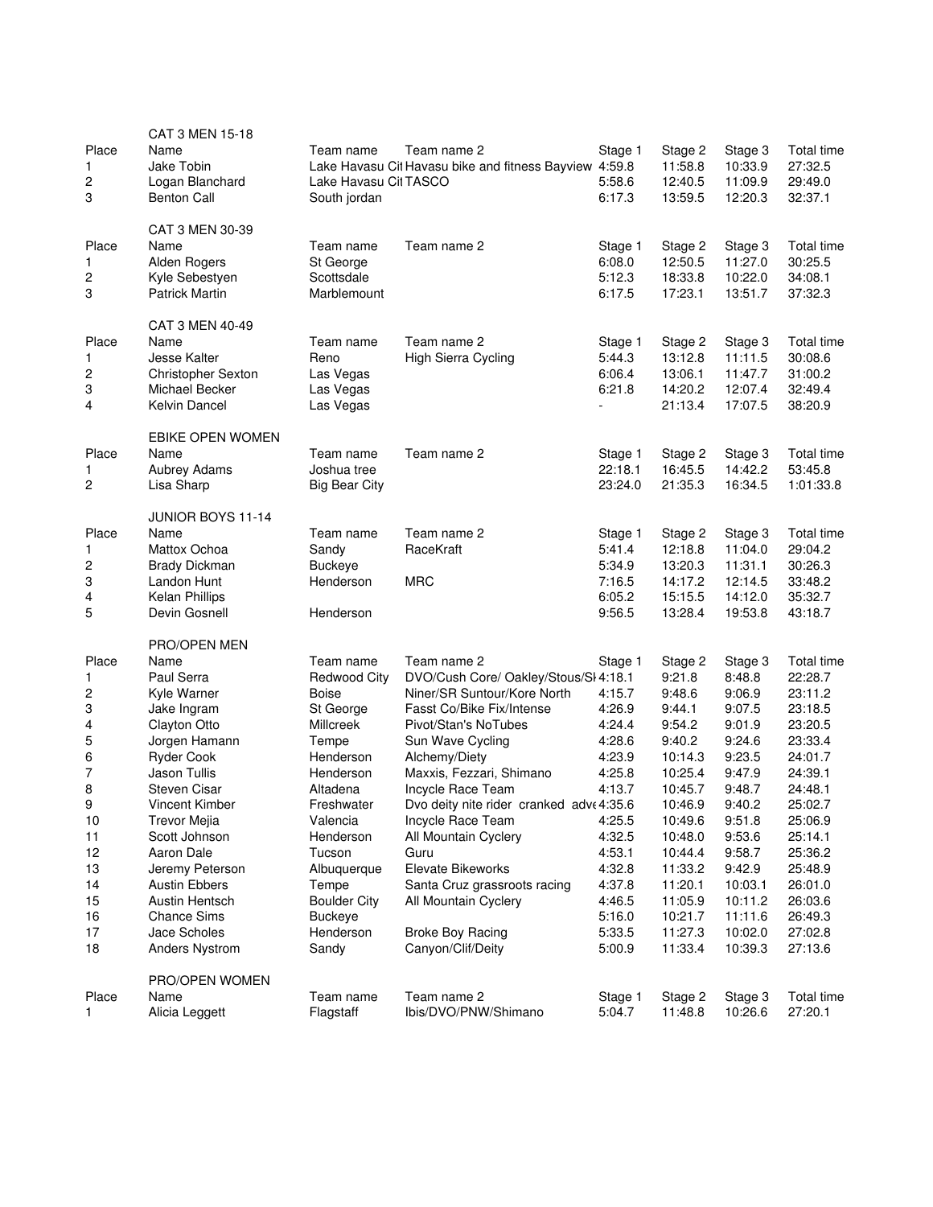## CAT 3 MEN 15-18

| Place | Name | Team name | Team name 2 | Stage 1 | Stage 2 | Stage 3 | Total time |
|---|---|---|---|---|---|---|---|
| 1 | Jake Tobin | Lake Havasu Cit | Havasu bike and fitness Bayview | 4:59.8 | 11:58.8 | 10:33.9 | 27:32.5 |
| 2 | Logan Blanchard | Lake Havasu Cit | TASCO | 5:58.6 | 12:40.5 | 11:09.9 | 29:49.0 |
| 3 | Benton Call | South jordan | | 6:17.3 | 13:59.5 | 12:20.3 | 32:37.1 |

## CAT 3 MEN 30-39

| Place | Name | Team name | Team name 2 | Stage 1 | Stage 2 | Stage 3 | Total time |
|---|---|---|---|---|---|---|---|
| 1 | Alden Rogers | St George | | 6:08.0 | 12:50.5 | 11:27.0 | 30:25.5 |
| 2 | Kyle Sebestyen | Scottsdale | | 5:12.3 | 18:33.8 | 10:22.0 | 34:08.1 |
| 3 | Patrick Martin | Marblemount | | 6:17.5 | 17:23.1 | 13:51.7 | 37:32.3 |

## CAT 3 MEN 40-49

| Place | Name | Team name | Team name 2 | Stage 1 | Stage 2 | Stage 3 | Total time |
|---|---|---|---|---|---|---|---|
| 1 | Jesse Kalter | Reno | High Sierra Cycling | 5:44.3 | 13:12.8 | 11:11.5 | 30:08.6 |
| 2 | Christopher Sexton | Las Vegas | | 6:06.4 | 13:06.1 | 11:47.7 | 31:00.2 |
| 3 | Michael Becker | Las Vegas | | 6:21.8 | 14:20.2 | 12:07.4 | 32:49.4 |
| 4 | Kelvin Dancel | Las Vegas | | - | 21:13.4 | 17:07.5 | 38:20.9 |

## EBIKE OPEN WOMEN

| Place | Name | Team name | Team name 2 | Stage 1 | Stage 2 | Stage 3 | Total time |
|---|---|---|---|---|---|---|---|
| 1 | Aubrey Adams | Joshua tree | | 22:18.1 | 16:45.5 | 14:42.2 | 53:45.8 |
| 2 | Lisa Sharp | Big Bear City | | 23:24.0 | 21:35.3 | 16:34.5 | 1:01:33.8 |

## JUNIOR BOYS 11-14

| Place | Name | Team name | Team name 2 | Stage 1 | Stage 2 | Stage 3 | Total time |
|---|---|---|---|---|---|---|---|
| 1 | Mattox Ochoa | Sandy | RaceKraft | 5:41.4 | 12:18.8 | 11:04.0 | 29:04.2 |
| 2 | Brady Dickman | Buckeye | | 5:34.9 | 13:20.3 | 11:31.1 | 30:26.3 |
| 3 | Landon Hunt | Henderson | MRC | 7:16.5 | 14:17.2 | 12:14.5 | 33:48.2 |
| 4 | Kelan Phillips | | | 6:05.2 | 15:15.5 | 14:12.0 | 35:32.7 |
| 5 | Devin Gosnell | Henderson | | 9:56.5 | 13:28.4 | 19:53.8 | 43:18.7 |

## PRO/OPEN MEN

| Place | Name | Team name | Team name 2 | Stage 1 | Stage 2 | Stage 3 | Total time |
|---|---|---|---|---|---|---|---|
| 1 | Paul Serra | Redwood City | DVO/Cush Core/ Oakley/Stous/Sł | 4:18.1 | 9:21.8 | 8:48.8 | 22:28.7 |
| 2 | Kyle Warner | Boise | Niner/SR Suntour/Kore North | 4:15.7 | 9:48.6 | 9:06.9 | 23:11.2 |
| 3 | Jake Ingram | St George | Fasst Co/Bike Fix/Intense | 4:26.9 | 9:44.1 | 9:07.5 | 23:18.5 |
| 4 | Clayton Otto | Millcreek | Pivot/Stan's NoTubes | 4:24.4 | 9:54.2 | 9:01.9 | 23:20.5 |
| 5 | Jorgen Hamann | Tempe | Sun Wave Cycling | 4:28.6 | 9:40.2 | 9:24.6 | 23:33.4 |
| 6 | Ryder Cook | Henderson | Alchemy/Diety | 4:23.9 | 10:14.3 | 9:23.5 | 24:01.7 |
| 7 | Jason Tullis | Henderson | Maxxis, Fezzari, Shimano | 4:25.8 | 10:25.4 | 9:47.9 | 24:39.1 |
| 8 | Steven Cisar | Altadena | Incycle Race Team | 4:13.7 | 10:45.7 | 9:48.7 | 24:48.1 |
| 9 | Vincent Kimber | Freshwater | Dvo deity nite rider cranked adve | 4:35.6 | 10:46.9 | 9:40.2 | 25:02.7 |
| 10 | Trevor Mejia | Valencia | Incycle Race Team | 4:25.5 | 10:49.6 | 9:51.8 | 25:06.9 |
| 11 | Scott Johnson | Henderson | All Mountain Cyclery | 4:32.5 | 10:48.0 | 9:53.6 | 25:14.1 |
| 12 | Aaron Dale | Tucson | Guru | 4:53.1 | 10:44.4 | 9:58.7 | 25:36.2 |
| 13 | Jeremy Peterson | Albuquerque | Elevate Bikeworks | 4:32.8 | 11:33.2 | 9:42.9 | 25:48.9 |
| 14 | Austin Ebbers | Tempe | Santa Cruz grassroots racing | 4:37.8 | 11:20.1 | 10:03.1 | 26:01.0 |
| 15 | Austin Hentsch | Boulder City | All Mountain Cyclery | 4:46.5 | 11:05.9 | 10:11.2 | 26:03.6 |
| 16 | Chance Sims | Buckeye | | 5:16.0 | 10:21.7 | 11:11.6 | 26:49.3 |
| 17 | Jace Scholes | Henderson | Broke Boy Racing | 5:33.5 | 11:27.3 | 10:02.0 | 27:02.8 |
| 18 | Anders Nystrom | Sandy | Canyon/Clif/Deity | 5:00.9 | 11:33.4 | 10:39.3 | 27:13.6 |

## PRO/OPEN WOMEN

| Place | Name | Team name | Team name 2 | Stage 1 | Stage 2 | Stage 3 | Total time |
|---|---|---|---|---|---|---|---|
| 1 | Alicia Leggett | Flagstaff | Ibis/DVO/PNW/Shimano | 5:04.7 | 11:48.8 | 10:26.6 | 27:20.1 |